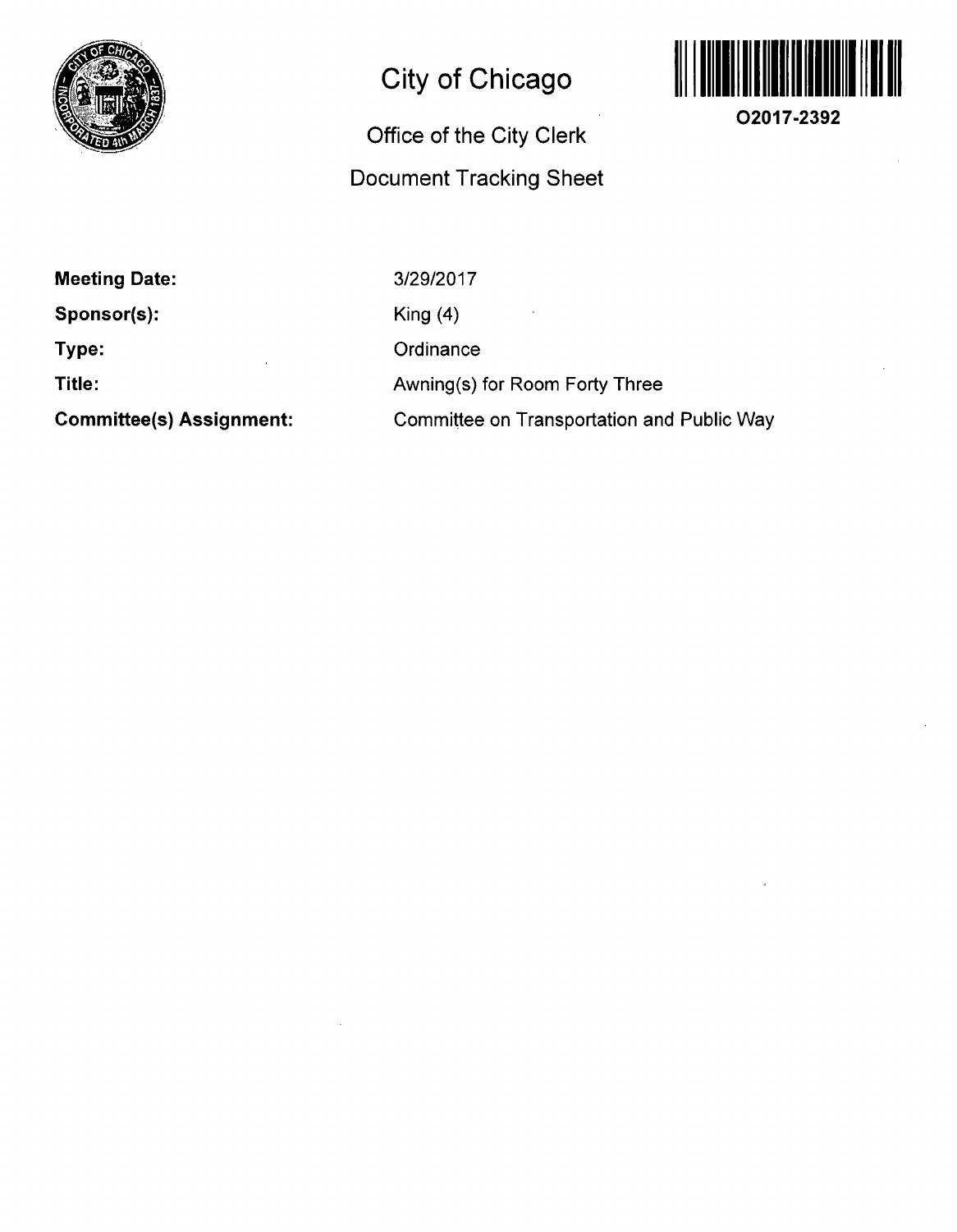# City of Chicago

## Office of the City Clerk

## Document Tracking Sheet

**O2017-2392**

| | |
|---|---|
| **Meeting Date:** | 3/29/2017 |
| **Sponsor(s):** | King (4) |
| **Type:** | Ordinance |
| **Title:** | Awning(s) for Room Forty Three |
| **Committee(s) Assignment:** | Committee on Transportation and Public Way |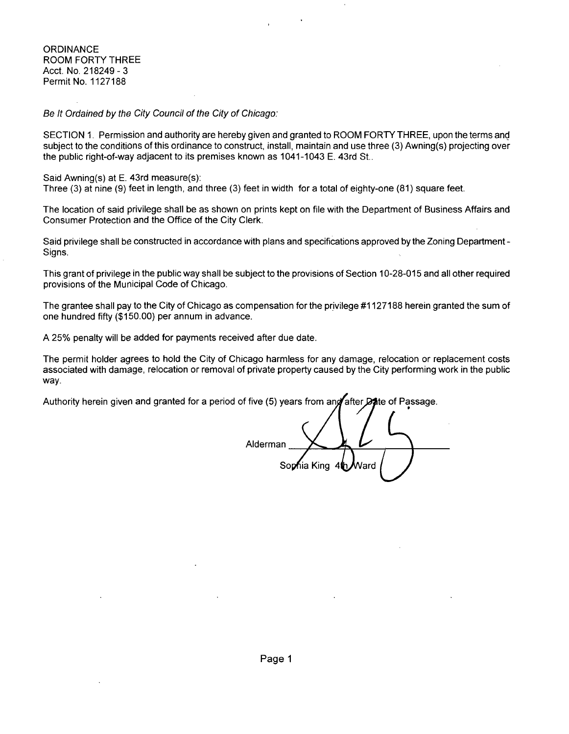ORDINANCE
ROOM FORTY THREE
Acct. No. 218249 - 3
Permit No. 1127188

*Be It Ordained by the City Council of the City of Chicago:*

SECTION 1. Permission and authority are hereby given and granted to ROOM FORTY THREE, upon the terms and subject to the conditions of this ordinance to construct, install, maintain and use three (3) Awning(s) projecting over the public right-of-way adjacent to its premises known as 1041-1043 E. 43rd St..

Said Awning(s) at E. 43rd measure(s):
Three (3) at nine (9) feet in length, and three (3) feet in width for a total of eighty-one (81) square feet.

The location of said privilege shall be as shown on prints kept on file with the Department of Business Affairs and Consumer Protection and the Office of the City Clerk.

Said privilege shall be constructed in accordance with plans and specifications approved by the Zoning Department - Signs.

This grant of privilege in the public way shall be subject to the provisions of Section 10-28-015 and all other required provisions of the Municipal Code of Chicago.

The grantee shall pay to the City of Chicago as compensation for the privilege #1127188 herein granted the sum of one hundred fifty ($150.00) per annum in advance.

A 25% penalty will be added for payments received after due date.

The permit holder agrees to hold the City of Chicago harmless for any damage, relocation or replacement costs associated with damage, relocation or removal of private property caused by the City performing work in the public way.

Authority herein given and granted for a period of five (5) years from and after Date of Passage.

Alderman ______________________
Sophia King 4th Ward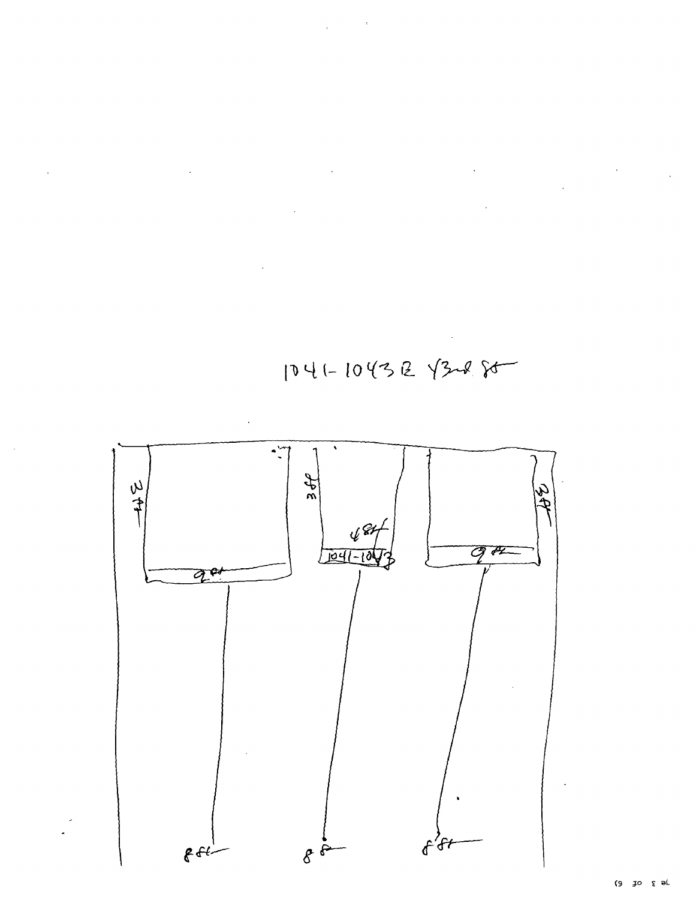1041-1043 E 43rd St

3 ft

9 ft

8 ft

3 ft

4 ft

1041-1043

8 ft

3 ft

9 ft

8 ft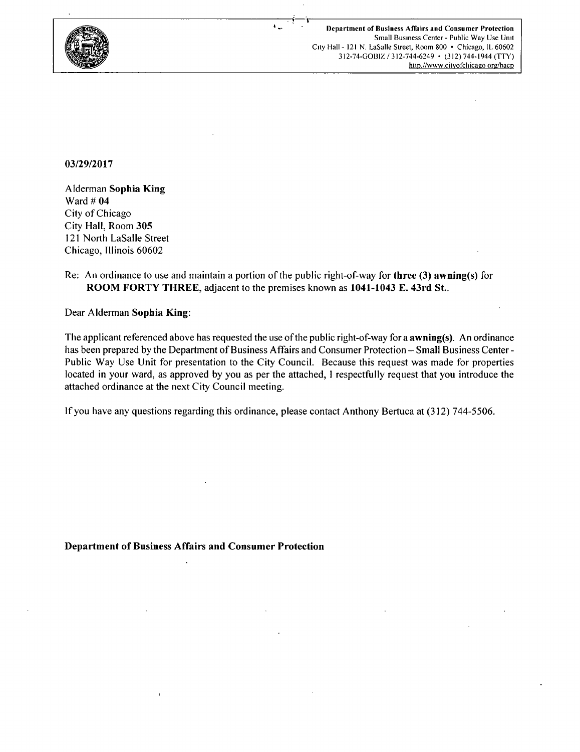**Department of Business Affairs and Consumer Protection**
Small Business Center - Public Way Use Unit
City Hall - 121 N. LaSalle Street, Room 800 • Chicago, IL 60602
312-74-GOBIZ / 312-744-6249 • (312) 744-1944 (TTY)
http://www.cityofchicago.org/bacp

**03/29/2017**

Alderman **Sophia King**
Ward # **04**
City of Chicago
City Hall, Room **305**
121 North LaSalle Street
Chicago, Illinois 60602

Re: An ordinance to use and maintain a portion of the public right-of-way for **three (3) awning(s)** for **ROOM FORTY THREE**, adjacent to the premises known as **1041-1043 E. 43rd St.**.

Dear Alderman **Sophia King**:

The applicant referenced above has requested the use of the public right-of-way for a **awning(s)**. An ordinance has been prepared by the Department of Business Affairs and Consumer Protection – Small Business Center - Public Way Use Unit for presentation to the City Council. Because this request was made for properties located in your ward, as approved by you as per the attached, I respectfully request that you introduce the attached ordinance at the next City Council meeting.

If you have any questions regarding this ordinance, please contact Anthony Bertuca at (312) 744-5506.

**Department of Business Affairs and Consumer Protection**